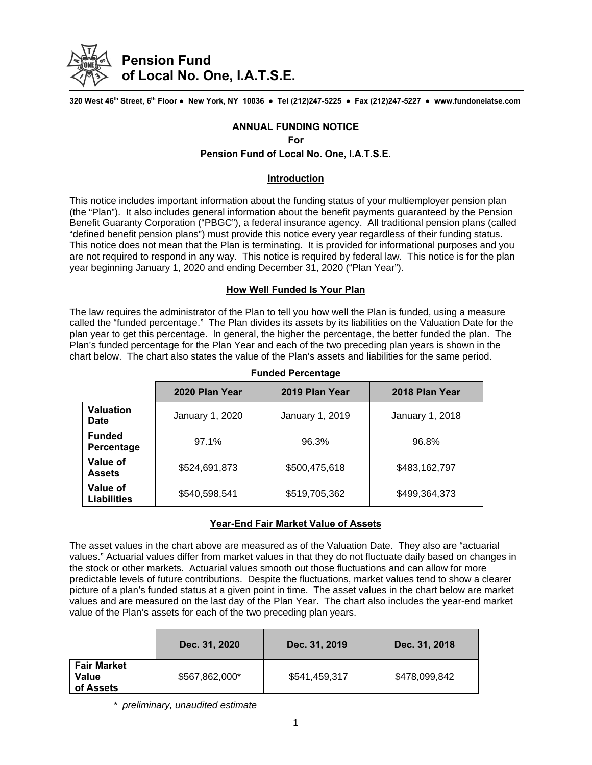# Pension Fund of Local No. One, I.A.T.S.E.

320 West 46th Street, 6th Floor ● New York, NY 10036 ● Tel (212)247-5225 ● Fax (212)247-5227 ● www.fundoneiatse.com

**ANNUAL FUNDING NOTICE**

**For**

**Pension Fund of Local No. One, I.A.T.S.E.**

## Introduction

This notice includes important information about the funding status of your multiemployer pension plan (the "Plan"). It also includes general information about the benefit payments guaranteed by the Pension Benefit Guaranty Corporation ("PBGC"), a federal insurance agency. All traditional pension plans (called "defined benefit pension plans") must provide this notice every year regardless of their funding status. This notice does not mean that the Plan is terminating. It is provided for informational purposes and you are not required to respond in any way. This notice is required by federal law. This notice is for the plan year beginning January 1, 2020 and ending December 31, 2020 ("Plan Year").

## How Well Funded Is Your Plan

The law requires the administrator of the Plan to tell you how well the Plan is funded, using a measure called the "funded percentage." The Plan divides its assets by its liabilities on the Valuation Date for the plan year to get this percentage. In general, the higher the percentage, the better funded the plan. The Plan's funded percentage for the Plan Year and each of the two preceding plan years is shown in the chart below. The chart also states the value of the Plan's assets and liabilities for the same period.

**Funded Percentage**

| | 2020 Plan Year | 2019 Plan Year | 2018 Plan Year |
|---|---|---|---|
| **Valuation Date** | January 1, 2020 | January 1, 2019 | January 1, 2018 |
| **Funded Percentage** | 97.1% | 96.3% | 96.8% |
| **Value of Assets** | $524,691,873 | $500,475,618 | $483,162,797 |
| **Value of Liabilities** | $540,598,541 | $519,705,362 | $499,364,373 |

## Year-End Fair Market Value of Assets

The asset values in the chart above are measured as of the Valuation Date. They also are "actuarial values." Actuarial values differ from market values in that they do not fluctuate daily based on changes in the stock or other markets. Actuarial values smooth out those fluctuations and can allow for more predictable levels of future contributions. Despite the fluctuations, market values tend to show a clearer picture of a plan's funded status at a given point in time. The asset values in the chart below are market values and are measured on the last day of the Plan Year. The chart also includes the year-end market value of the Plan's assets for each of the two preceding plan years.

| | Dec. 31, 2020 | Dec. 31, 2019 | Dec. 31, 2018 |
|---|---|---|---|
| **Fair Market Value of Assets** | $567,862,000* | $541,459,317 | $478,099,842 |

*\* preliminary, unaudited estimate*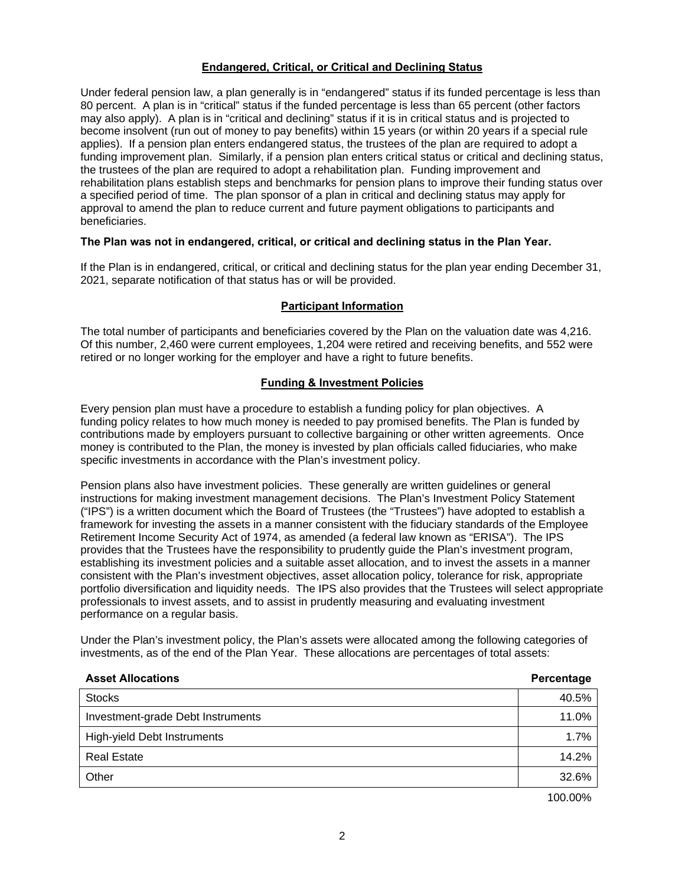## Endangered, Critical, or Critical and Declining Status

Under federal pension law, a plan generally is in "endangered" status if its funded percentage is less than 80 percent. A plan is in "critical" status if the funded percentage is less than 65 percent (other factors may also apply). A plan is in "critical and declining" status if it is in critical status and is projected to become insolvent (run out of money to pay benefits) within 15 years (or within 20 years if a special rule applies). If a pension plan enters endangered status, the trustees of the plan are required to adopt a funding improvement plan. Similarly, if a pension plan enters critical status or critical and declining status, the trustees of the plan are required to adopt a rehabilitation plan. Funding improvement and rehabilitation plans establish steps and benchmarks for pension plans to improve their funding status over a specified period of time. The plan sponsor of a plan in critical and declining status may apply for approval to amend the plan to reduce current and future payment obligations to participants and beneficiaries.

**The Plan was not in endangered, critical, or critical and declining status in the Plan Year.**

If the Plan is in endangered, critical, or critical and declining status for the plan year ending December 31, 2021, separate notification of that status has or will be provided.

## Participant Information

The total number of participants and beneficiaries covered by the Plan on the valuation date was 4,216. Of this number, 2,460 were current employees, 1,204 were retired and receiving benefits, and 552 were retired or no longer working for the employer and have a right to future benefits.

## Funding & Investment Policies

Every pension plan must have a procedure to establish a funding policy for plan objectives. A funding policy relates to how much money is needed to pay promised benefits. The Plan is funded by contributions made by employers pursuant to collective bargaining or other written agreements. Once money is contributed to the Plan, the money is invested by plan officials called fiduciaries, who make specific investments in accordance with the Plan's investment policy.

Pension plans also have investment policies. These generally are written guidelines or general instructions for making investment management decisions. The Plan's Investment Policy Statement ("IPS") is a written document which the Board of Trustees (the "Trustees") have adopted to establish a framework for investing the assets in a manner consistent with the fiduciary standards of the Employee Retirement Income Security Act of 1974, as amended (a federal law known as "ERISA"). The IPS provides that the Trustees have the responsibility to prudently guide the Plan's investment program, establishing its investment policies and a suitable asset allocation, and to invest the assets in a manner consistent with the Plan's investment objectives, asset allocation policy, tolerance for risk, appropriate portfolio diversification and liquidity needs. The IPS also provides that the Trustees will select appropriate professionals to invest assets, and to assist in prudently measuring and evaluating investment performance on a regular basis.

Under the Plan's investment policy, the Plan's assets were allocated among the following categories of investments, as of the end of the Plan Year. These allocations are percentages of total assets:

| Asset Allocations | Percentage |
|---|---|
| Stocks | 40.5% |
| Investment-grade Debt Instruments | 11.0% |
| High-yield Debt Instruments | 1.7% |
| Real Estate | 14.2% |
| Other | 32.6% |
| | 100.00% |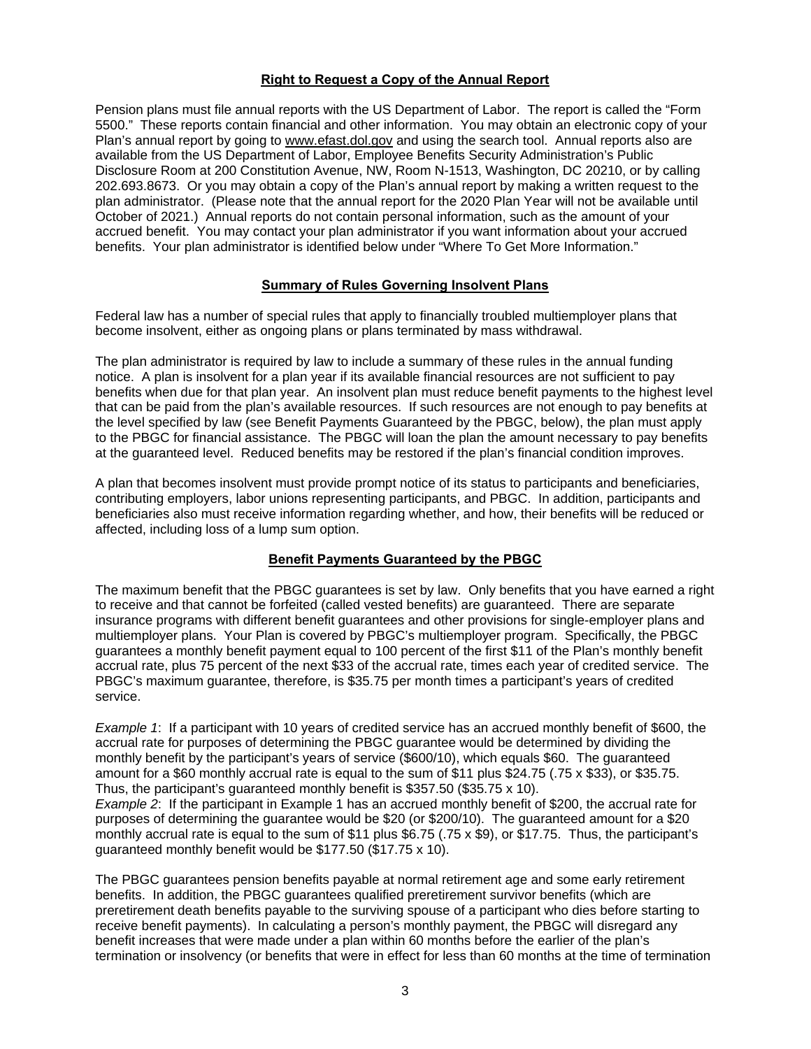## Right to Request a Copy of the Annual Report

Pension plans must file annual reports with the US Department of Labor. The report is called the "Form 5500." These reports contain financial and other information. You may obtain an electronic copy of your Plan's annual report by going to www.efast.dol.gov and using the search tool. Annual reports also are available from the US Department of Labor, Employee Benefits Security Administration's Public Disclosure Room at 200 Constitution Avenue, NW, Room N-1513, Washington, DC 20210, or by calling 202.693.8673. Or you may obtain a copy of the Plan's annual report by making a written request to the plan administrator. (Please note that the annual report for the 2020 Plan Year will not be available until October of 2021.) Annual reports do not contain personal information, such as the amount of your accrued benefit. You may contact your plan administrator if you want information about your accrued benefits. Your plan administrator is identified below under "Where To Get More Information."

## Summary of Rules Governing Insolvent Plans

Federal law has a number of special rules that apply to financially troubled multiemployer plans that become insolvent, either as ongoing plans or plans terminated by mass withdrawal.

The plan administrator is required by law to include a summary of these rules in the annual funding notice. A plan is insolvent for a plan year if its available financial resources are not sufficient to pay benefits when due for that plan year. An insolvent plan must reduce benefit payments to the highest level that can be paid from the plan's available resources. If such resources are not enough to pay benefits at the level specified by law (see Benefit Payments Guaranteed by the PBGC, below), the plan must apply to the PBGC for financial assistance. The PBGC will loan the plan the amount necessary to pay benefits at the guaranteed level. Reduced benefits may be restored if the plan's financial condition improves.

A plan that becomes insolvent must provide prompt notice of its status to participants and beneficiaries, contributing employers, labor unions representing participants, and PBGC. In addition, participants and beneficiaries also must receive information regarding whether, and how, their benefits will be reduced or affected, including loss of a lump sum option.

## Benefit Payments Guaranteed by the PBGC

The maximum benefit that the PBGC guarantees is set by law. Only benefits that you have earned a right to receive and that cannot be forfeited (called vested benefits) are guaranteed. There are separate insurance programs with different benefit guarantees and other provisions for single-employer plans and multiemployer plans. Your Plan is covered by PBGC's multiemployer program. Specifically, the PBGC guarantees a monthly benefit payment equal to 100 percent of the first $11 of the Plan's monthly benefit accrual rate, plus 75 percent of the next $33 of the accrual rate, times each year of credited service. The PBGC's maximum guarantee, therefore, is $35.75 per month times a participant's years of credited service.

*Example 1*: If a participant with 10 years of credited service has an accrued monthly benefit of $600, the accrual rate for purposes of determining the PBGC guarantee would be determined by dividing the monthly benefit by the participant's years of service ($600/10), which equals $60. The guaranteed amount for a $60 monthly accrual rate is equal to the sum of $11 plus $24.75 (.75 x $33), or $35.75. Thus, the participant's guaranteed monthly benefit is $357.50 ($35.75 x 10).
*Example 2*: If the participant in Example 1 has an accrued monthly benefit of $200, the accrual rate for purposes of determining the guarantee would be $20 (or $200/10). The guaranteed amount for a $20 monthly accrual rate is equal to the sum of $11 plus $6.75 (.75 x $9), or $17.75. Thus, the participant's guaranteed monthly benefit would be $177.50 ($17.75 x 10).

The PBGC guarantees pension benefits payable at normal retirement age and some early retirement benefits. In addition, the PBGC guarantees qualified preretirement survivor benefits (which are preretirement death benefits payable to the surviving spouse of a participant who dies before starting to receive benefit payments). In calculating a person's monthly payment, the PBGC will disregard any benefit increases that were made under a plan within 60 months before the earlier of the plan's termination or insolvency (or benefits that were in effect for less than 60 months at the time of termination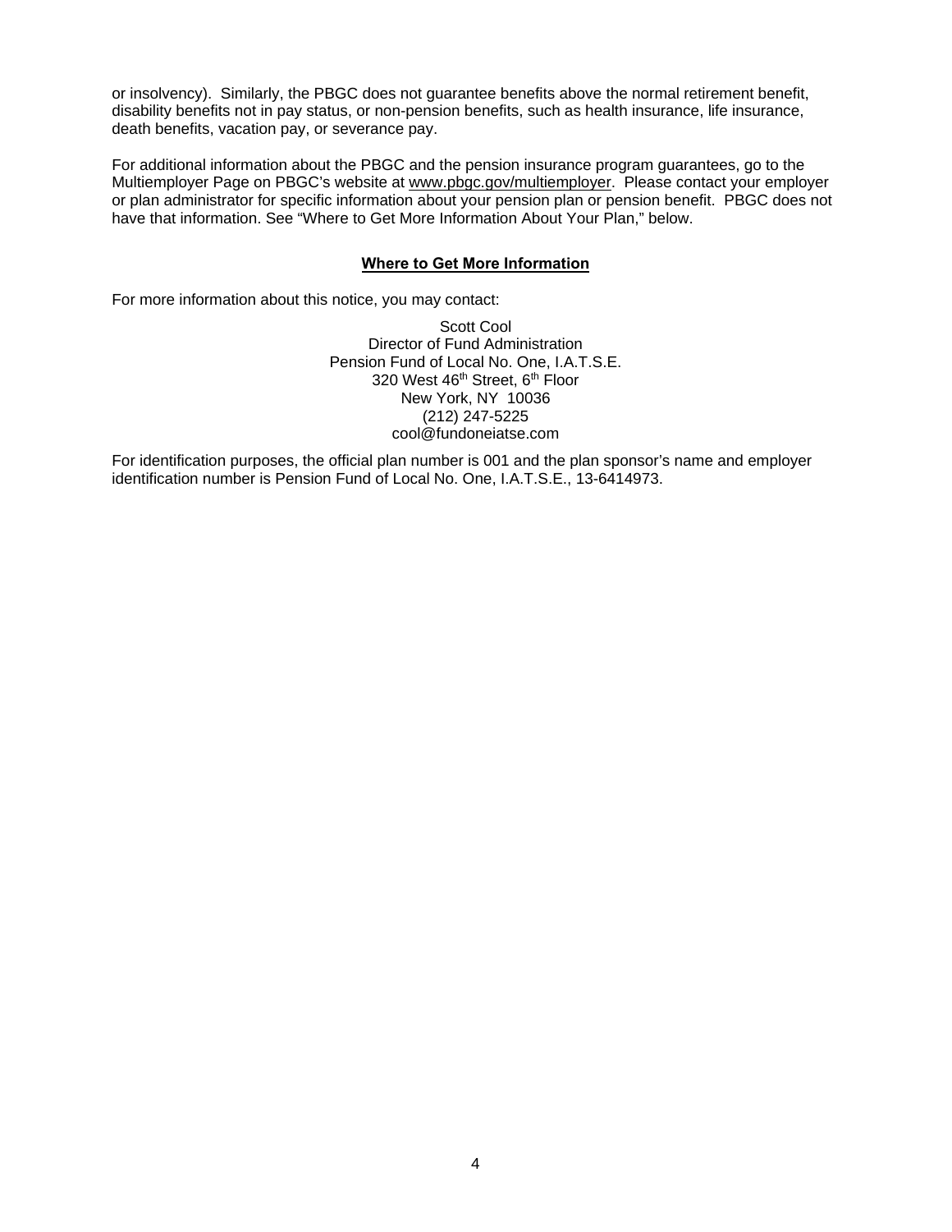or insolvency). Similarly, the PBGC does not guarantee benefits above the normal retirement benefit, disability benefits not in pay status, or non-pension benefits, such as health insurance, life insurance, death benefits, vacation pay, or severance pay.

For additional information about the PBGC and the pension insurance program guarantees, go to the Multiemployer Page on PBGC's website at www.pbgc.gov/multiemployer. Please contact your employer or plan administrator for specific information about your pension plan or pension benefit. PBGC does not have that information. See "Where to Get More Information About Your Plan," below.

## Where to Get More Information

For more information about this notice, you may contact:

Scott Cool
Director of Fund Administration
Pension Fund of Local No. One, I.A.T.S.E.
320 West 46th Street, 6th Floor
New York, NY 10036
(212) 247-5225
cool@fundoneiatse.com

For identification purposes, the official plan number is 001 and the plan sponsor's name and employer identification number is Pension Fund of Local No. One, I.A.T.S.E., 13-6414973.